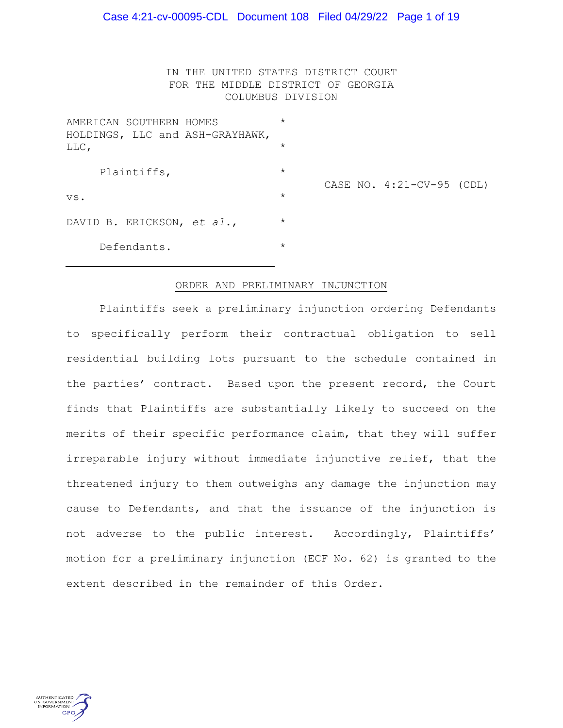IN THE UNITED STATES DISTRICT COURT
FOR THE MIDDLE DISTRICT OF GEORGIA
COLUMBUS DIVISION

| | | |
|---|---|---|
| AMERICAN SOUTHERN HOMES HOLDINGS, LLC and ASH-GRAYHAWK, LLC, | * | |
| Plaintiffs, | * | |
| vs. | * | CASE NO. 4:21-CV-95 (CDL) |
| DAVID B. ERICKSON, *et al.*, | * | |
| Defendants. | * | |

## ORDER AND PRELIMINARY INJUNCTION

Plaintiffs seek a preliminary injunction ordering Defendants to specifically perform their contractual obligation to sell residential building lots pursuant to the schedule contained in the parties' contract. Based upon the present record, the Court finds that Plaintiffs are substantially likely to succeed on the merits of their specific performance claim, that they will suffer irreparable injury without immediate injunctive relief, that the threatened injury to them outweighs any damage the injunction may cause to Defendants, and that the issuance of the injunction is not adverse to the public interest. Accordingly, Plaintiffs' motion for a preliminary injunction (ECF No. 62) is granted to the extent described in the remainder of this Order.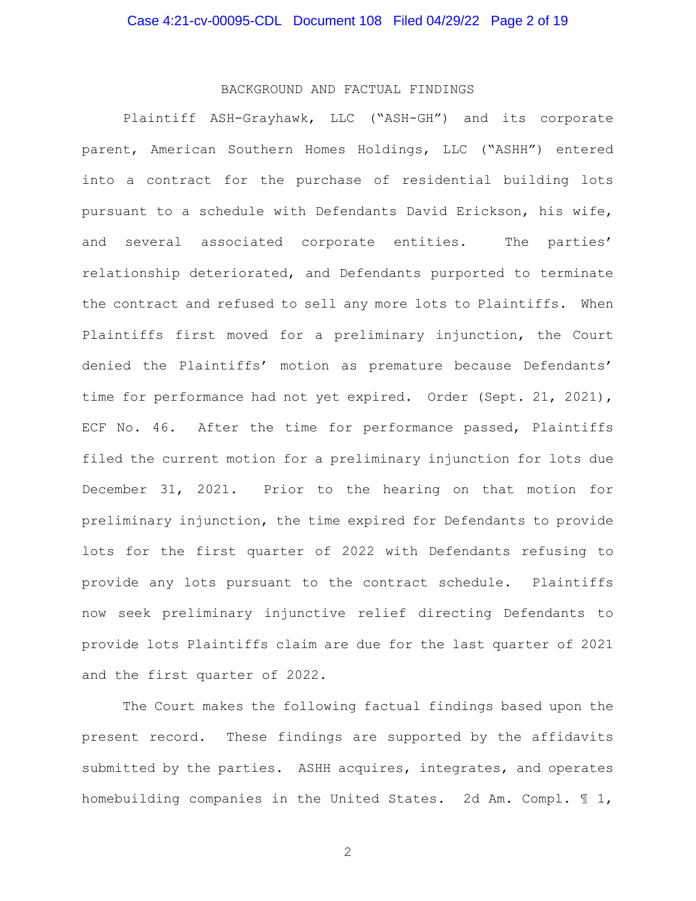## BACKGROUND AND FACTUAL FINDINGS

Plaintiff ASH-Grayhawk, LLC ("ASH-GH") and its corporate parent, American Southern Homes Holdings, LLC ("ASHH") entered into a contract for the purchase of residential building lots pursuant to a schedule with Defendants David Erickson, his wife, and several associated corporate entities. The parties' relationship deteriorated, and Defendants purported to terminate the contract and refused to sell any more lots to Plaintiffs. When Plaintiffs first moved for a preliminary injunction, the Court denied the Plaintiffs' motion as premature because Defendants' time for performance had not yet expired. Order (Sept. 21, 2021), ECF No. 46. After the time for performance passed, Plaintiffs filed the current motion for a preliminary injunction for lots due December 31, 2021. Prior to the hearing on that motion for preliminary injunction, the time expired for Defendants to provide lots for the first quarter of 2022 with Defendants refusing to provide any lots pursuant to the contract schedule. Plaintiffs now seek preliminary injunctive relief directing Defendants to provide lots Plaintiffs claim are due for the last quarter of 2021 and the first quarter of 2022.

The Court makes the following factual findings based upon the present record. These findings are supported by the affidavits submitted by the parties. ASHH acquires, integrates, and operates homebuilding companies in the United States. 2d Am. Compl. ¶ 1,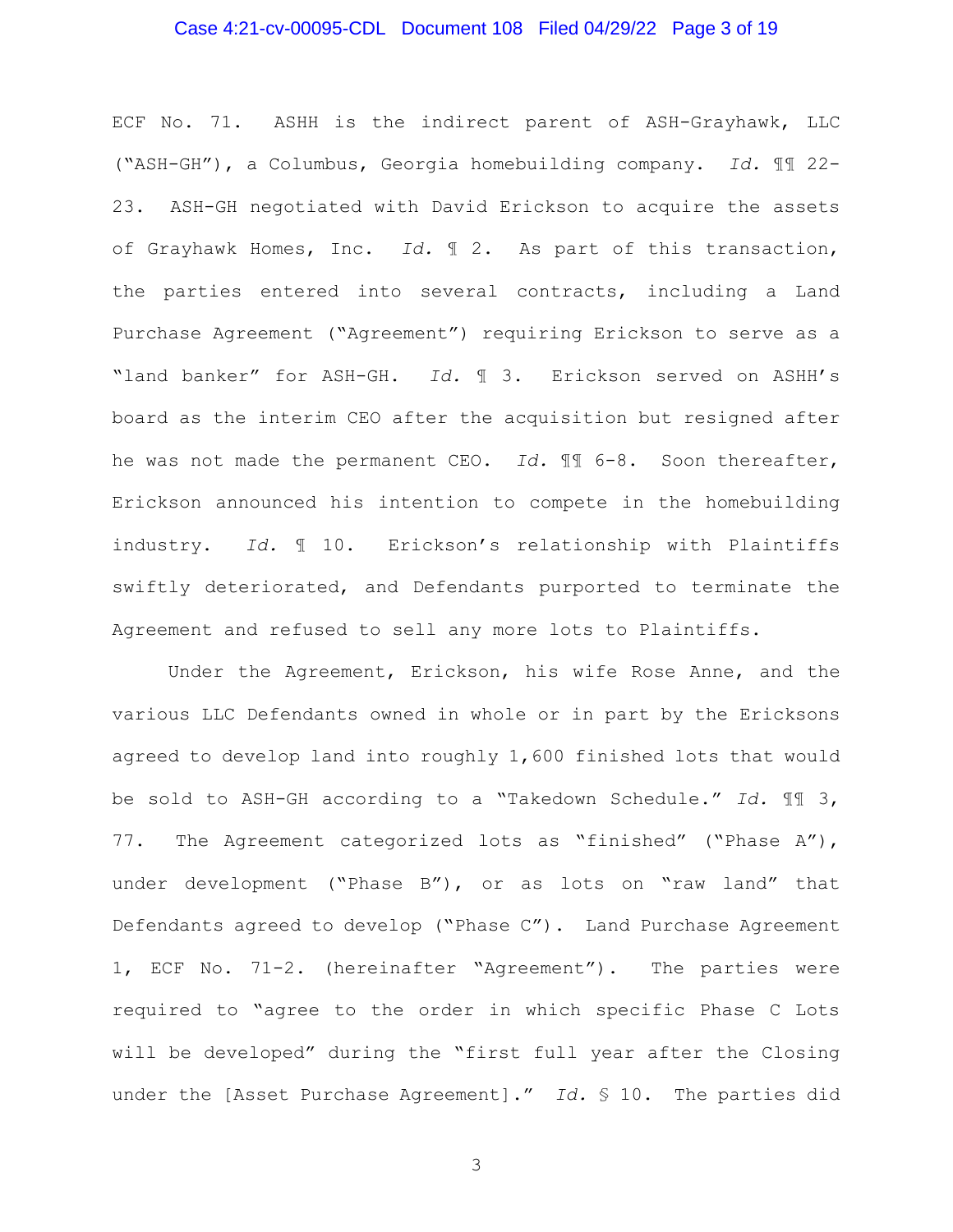ECF No. 71. ASHH is the indirect parent of ASH-Grayhawk, LLC ("ASH-GH"), a Columbus, Georgia homebuilding company. *Id.* ¶¶ 22-23. ASH-GH negotiated with David Erickson to acquire the assets of Grayhawk Homes, Inc. *Id.* ¶ 2. As part of this transaction, the parties entered into several contracts, including a Land Purchase Agreement ("Agreement") requiring Erickson to serve as a "land banker" for ASH-GH. *Id.* ¶ 3. Erickson served on ASHH's board as the interim CEO after the acquisition but resigned after he was not made the permanent CEO. *Id.* ¶¶ 6-8. Soon thereafter, Erickson announced his intention to compete in the homebuilding industry. *Id.* ¶ 10. Erickson's relationship with Plaintiffs swiftly deteriorated, and Defendants purported to terminate the Agreement and refused to sell any more lots to Plaintiffs.

Under the Agreement, Erickson, his wife Rose Anne, and the various LLC Defendants owned in whole or in part by the Ericksons agreed to develop land into roughly 1,600 finished lots that would be sold to ASH-GH according to a "Takedown Schedule." *Id.* ¶¶ 3, 77. The Agreement categorized lots as "finished" ("Phase A"), under development ("Phase B"), or as lots on "raw land" that Defendants agreed to develop ("Phase C"). Land Purchase Agreement 1, ECF No. 71-2. (hereinafter "Agreement"). The parties were required to "agree to the order in which specific Phase C Lots will be developed" during the "first full year after the Closing under the [Asset Purchase Agreement]." *Id.* § 10. The parties did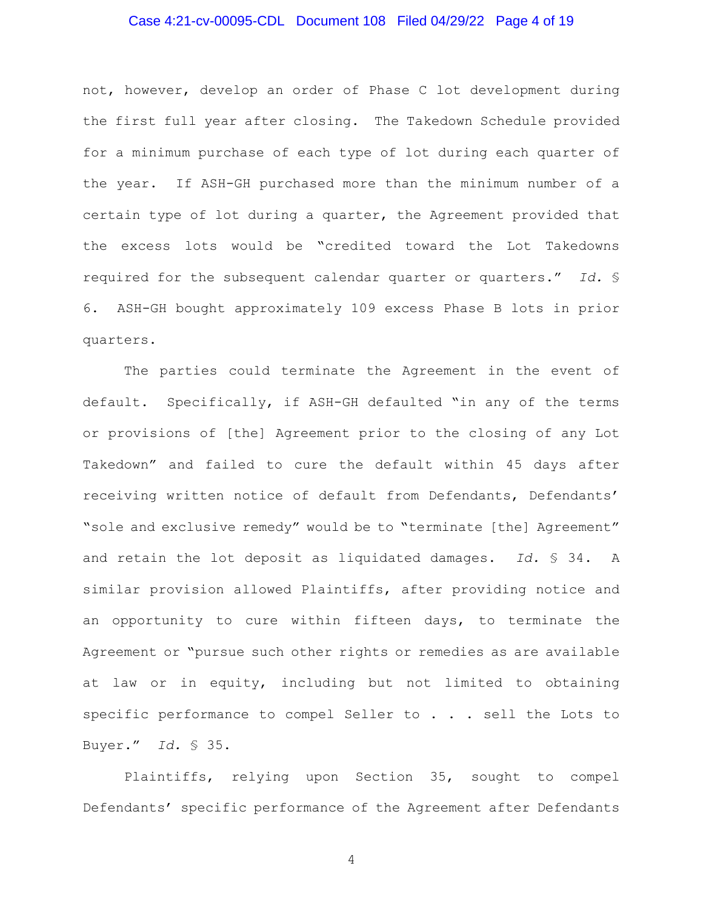not, however, develop an order of Phase C lot development during the first full year after closing. The Takedown Schedule provided for a minimum purchase of each type of lot during each quarter of the year. If ASH-GH purchased more than the minimum number of a certain type of lot during a quarter, the Agreement provided that the excess lots would be "credited toward the Lot Takedowns required for the subsequent calendar quarter or quarters." *Id.* § 6. ASH-GH bought approximately 109 excess Phase B lots in prior quarters.

The parties could terminate the Agreement in the event of default. Specifically, if ASH-GH defaulted "in any of the terms or provisions of [the] Agreement prior to the closing of any Lot Takedown" and failed to cure the default within 45 days after receiving written notice of default from Defendants, Defendants' "sole and exclusive remedy" would be to "terminate [the] Agreement" and retain the lot deposit as liquidated damages. *Id.* § 34. A similar provision allowed Plaintiffs, after providing notice and an opportunity to cure within fifteen days, to terminate the Agreement or "pursue such other rights or remedies as are available at law or in equity, including but not limited to obtaining specific performance to compel Seller to . . . sell the Lots to Buyer." *Id.* § 35.

Plaintiffs, relying upon Section 35, sought to compel Defendants' specific performance of the Agreement after Defendants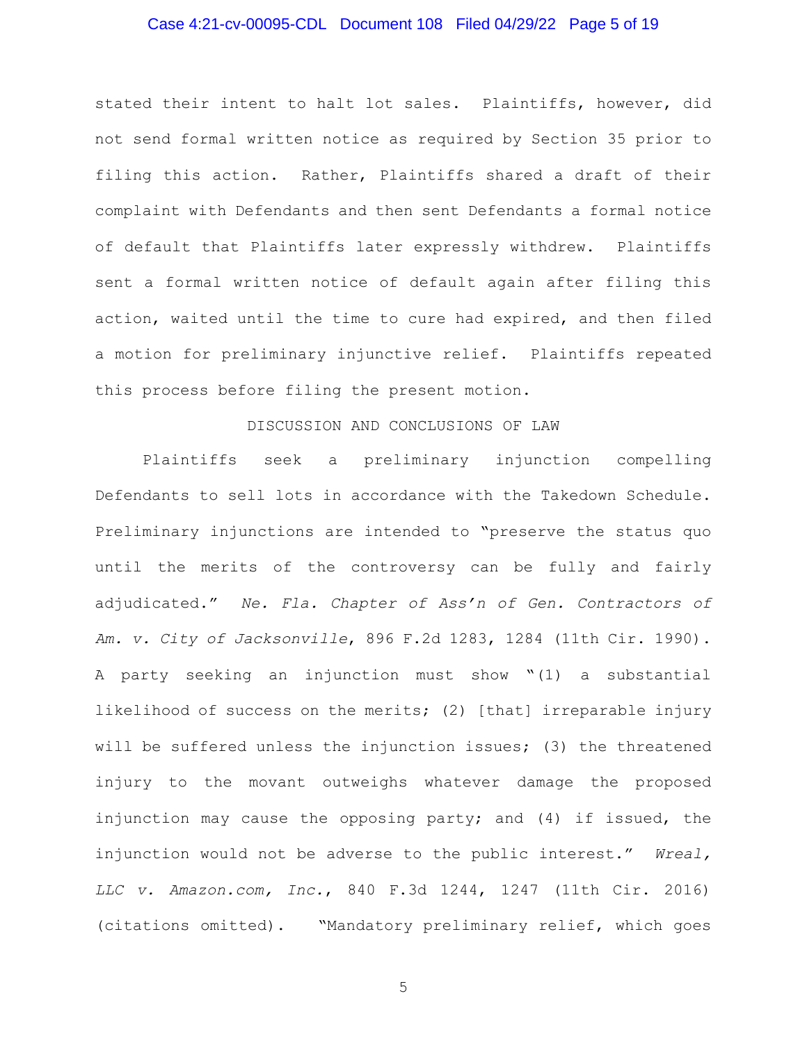stated their intent to halt lot sales. Plaintiffs, however, did not send formal written notice as required by Section 35 prior to filing this action. Rather, Plaintiffs shared a draft of their complaint with Defendants and then sent Defendants a formal notice of default that Plaintiffs later expressly withdrew. Plaintiffs sent a formal written notice of default again after filing this action, waited until the time to cure had expired, and then filed a motion for preliminary injunctive relief. Plaintiffs repeated this process before filing the present motion.

## DISCUSSION AND CONCLUSIONS OF LAW

Plaintiffs seek a preliminary injunction compelling Defendants to sell lots in accordance with the Takedown Schedule. Preliminary injunctions are intended to "preserve the status quo until the merits of the controversy can be fully and fairly adjudicated." *Ne. Fla. Chapter of Ass'n of Gen. Contractors of Am. v. City of Jacksonville*, 896 F.2d 1283, 1284 (11th Cir. 1990). A party seeking an injunction must show "(1) a substantial likelihood of success on the merits; (2) [that] irreparable injury will be suffered unless the injunction issues; (3) the threatened injury to the movant outweighs whatever damage the proposed injunction may cause the opposing party; and (4) if issued, the injunction would not be adverse to the public interest." *Wreal, LLC v. Amazon.com, Inc.*, 840 F.3d 1244, 1247 (11th Cir. 2016) (citations omitted). "Mandatory preliminary relief, which goes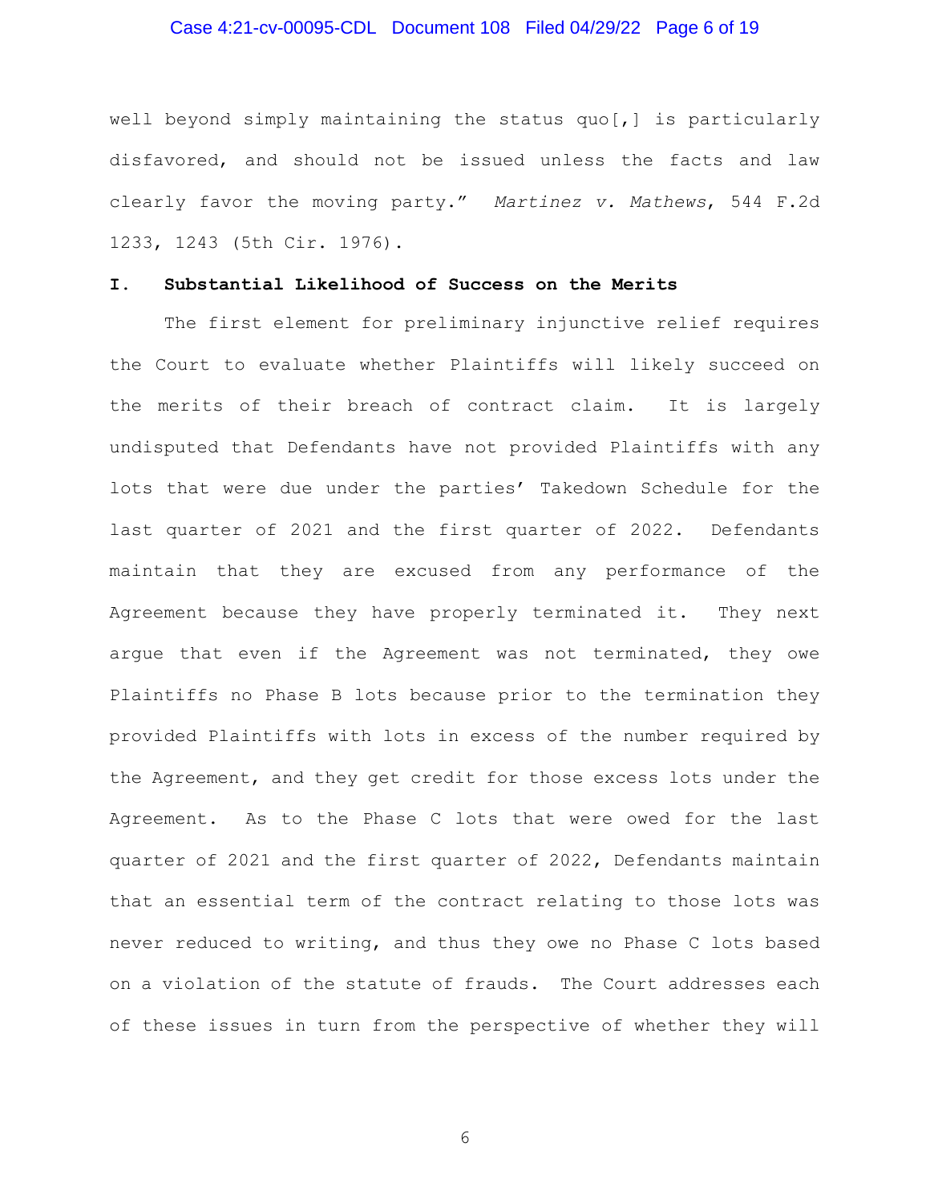well beyond simply maintaining the status quo[,] is particularly disfavored, and should not be issued unless the facts and law clearly favor the moving party." *Martinez v. Mathews*, 544 F.2d 1233, 1243 (5th Cir. 1976).

## I. Substantial Likelihood of Success on the Merits

The first element for preliminary injunctive relief requires the Court to evaluate whether Plaintiffs will likely succeed on the merits of their breach of contract claim. It is largely undisputed that Defendants have not provided Plaintiffs with any lots that were due under the parties' Takedown Schedule for the last quarter of 2021 and the first quarter of 2022. Defendants maintain that they are excused from any performance of the Agreement because they have properly terminated it. They next argue that even if the Agreement was not terminated, they owe Plaintiffs no Phase B lots because prior to the termination they provided Plaintiffs with lots in excess of the number required by the Agreement, and they get credit for those excess lots under the Agreement. As to the Phase C lots that were owed for the last quarter of 2021 and the first quarter of 2022, Defendants maintain that an essential term of the contract relating to those lots was never reduced to writing, and thus they owe no Phase C lots based on a violation of the statute of frauds. The Court addresses each of these issues in turn from the perspective of whether they will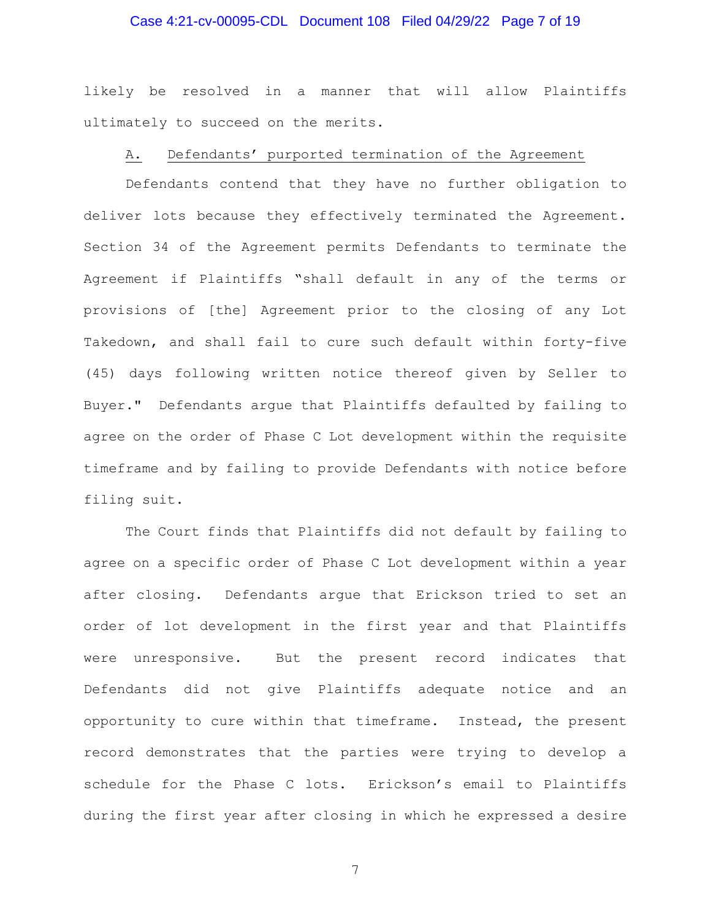likely be resolved in a manner that will allow Plaintiffs ultimately to succeed on the merits.

A. Defendants' purported termination of the Agreement

Defendants contend that they have no further obligation to deliver lots because they effectively terminated the Agreement. Section 34 of the Agreement permits Defendants to terminate the Agreement if Plaintiffs "shall default in any of the terms or provisions of [the] Agreement prior to the closing of any Lot Takedown, and shall fail to cure such default within forty-five (45) days following written notice thereof given by Seller to Buyer." Defendants argue that Plaintiffs defaulted by failing to agree on the order of Phase C Lot development within the requisite timeframe and by failing to provide Defendants with notice before filing suit.

The Court finds that Plaintiffs did not default by failing to agree on a specific order of Phase C Lot development within a year after closing. Defendants argue that Erickson tried to set an order of lot development in the first year and that Plaintiffs were unresponsive. But the present record indicates that Defendants did not give Plaintiffs adequate notice and an opportunity to cure within that timeframe. Instead, the present record demonstrates that the parties were trying to develop a schedule for the Phase C lots. Erickson's email to Plaintiffs during the first year after closing in which he expressed a desire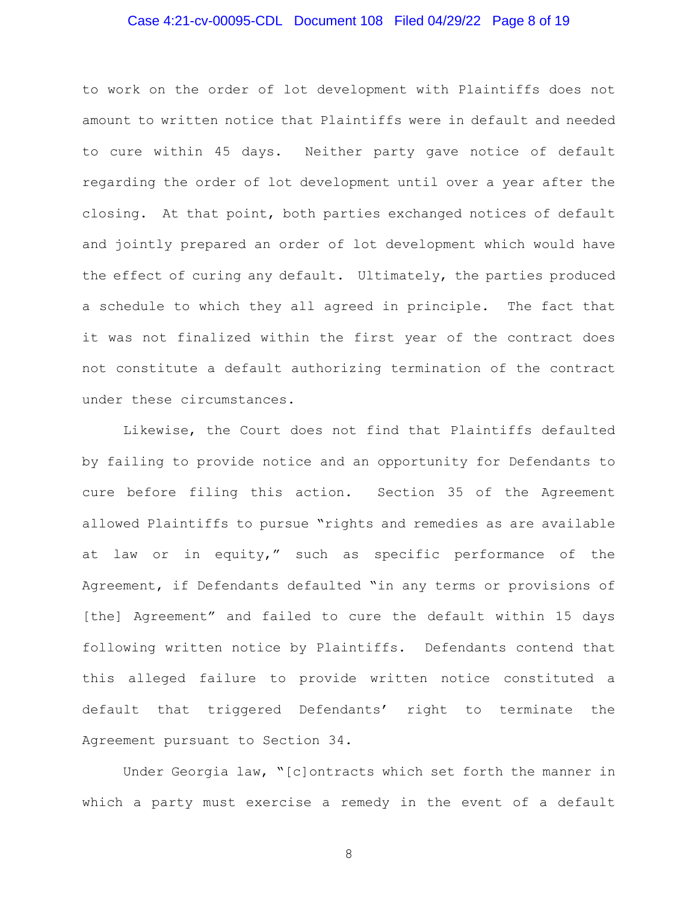to work on the order of lot development with Plaintiffs does not amount to written notice that Plaintiffs were in default and needed to cure within 45 days. Neither party gave notice of default regarding the order of lot development until over a year after the closing. At that point, both parties exchanged notices of default and jointly prepared an order of lot development which would have the effect of curing any default. Ultimately, the parties produced a schedule to which they all agreed in principle. The fact that it was not finalized within the first year of the contract does not constitute a default authorizing termination of the contract under these circumstances.

Likewise, the Court does not find that Plaintiffs defaulted by failing to provide notice and an opportunity for Defendants to cure before filing this action. Section 35 of the Agreement allowed Plaintiffs to pursue "rights and remedies as are available at law or in equity," such as specific performance of the Agreement, if Defendants defaulted "in any terms or provisions of [the] Agreement" and failed to cure the default within 15 days following written notice by Plaintiffs. Defendants contend that this alleged failure to provide written notice constituted a default that triggered Defendants' right to terminate the Agreement pursuant to Section 34.

Under Georgia law, "[c]ontracts which set forth the manner in which a party must exercise a remedy in the event of a default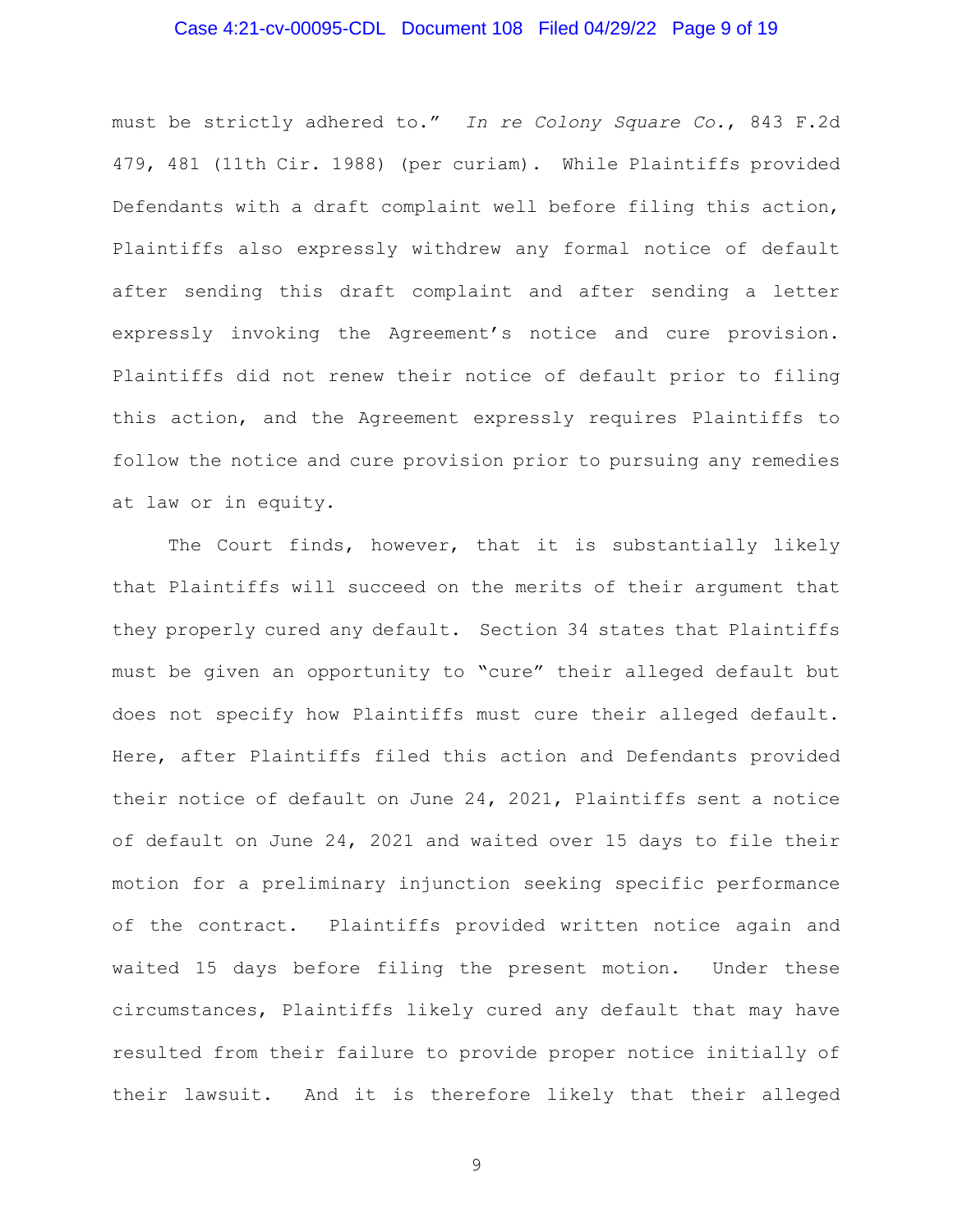must be strictly adhered to." *In re Colony Square Co.*, 843 F.2d 479, 481 (11th Cir. 1988) (per curiam). While Plaintiffs provided Defendants with a draft complaint well before filing this action, Plaintiffs also expressly withdrew any formal notice of default after sending this draft complaint and after sending a letter expressly invoking the Agreement's notice and cure provision. Plaintiffs did not renew their notice of default prior to filing this action, and the Agreement expressly requires Plaintiffs to follow the notice and cure provision prior to pursuing any remedies at law or in equity.

The Court finds, however, that it is substantially likely that Plaintiffs will succeed on the merits of their argument that they properly cured any default. Section 34 states that Plaintiffs must be given an opportunity to "cure" their alleged default but does not specify how Plaintiffs must cure their alleged default. Here, after Plaintiffs filed this action and Defendants provided their notice of default on June 24, 2021, Plaintiffs sent a notice of default on June 24, 2021 and waited over 15 days to file their motion for a preliminary injunction seeking specific performance of the contract. Plaintiffs provided written notice again and waited 15 days before filing the present motion. Under these circumstances, Plaintiffs likely cured any default that may have resulted from their failure to provide proper notice initially of their lawsuit. And it is therefore likely that their alleged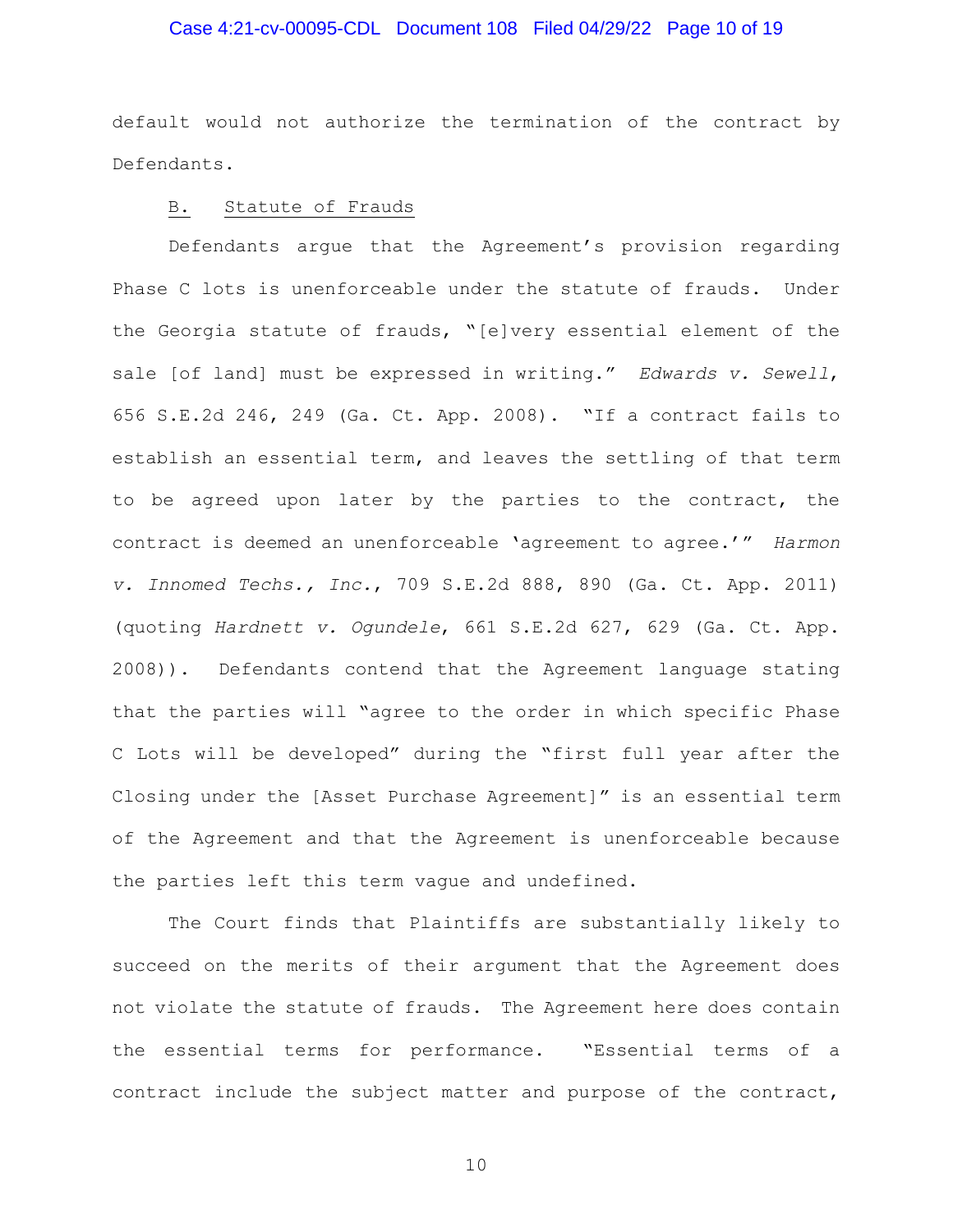default would not authorize the termination of the contract by Defendants.

## B. Statute of Frauds

Defendants argue that the Agreement's provision regarding Phase C lots is unenforceable under the statute of frauds. Under the Georgia statute of frauds, "[e]very essential element of the sale [of land] must be expressed in writing." *Edwards v. Sewell*, 656 S.E.2d 246, 249 (Ga. Ct. App. 2008). "If a contract fails to establish an essential term, and leaves the settling of that term to be agreed upon later by the parties to the contract, the contract is deemed an unenforceable 'agreement to agree.'" *Harmon v. Innomed Techs., Inc.*, 709 S.E.2d 888, 890 (Ga. Ct. App. 2011) (quoting *Hardnett v. Ogundele*, 661 S.E.2d 627, 629 (Ga. Ct. App. 2008)). Defendants contend that the Agreement language stating that the parties will "agree to the order in which specific Phase C Lots will be developed" during the "first full year after the Closing under the [Asset Purchase Agreement]" is an essential term of the Agreement and that the Agreement is unenforceable because the parties left this term vague and undefined.

The Court finds that Plaintiffs are substantially likely to succeed on the merits of their argument that the Agreement does not violate the statute of frauds. The Agreement here does contain the essential terms for performance. "Essential terms of a contract include the subject matter and purpose of the contract,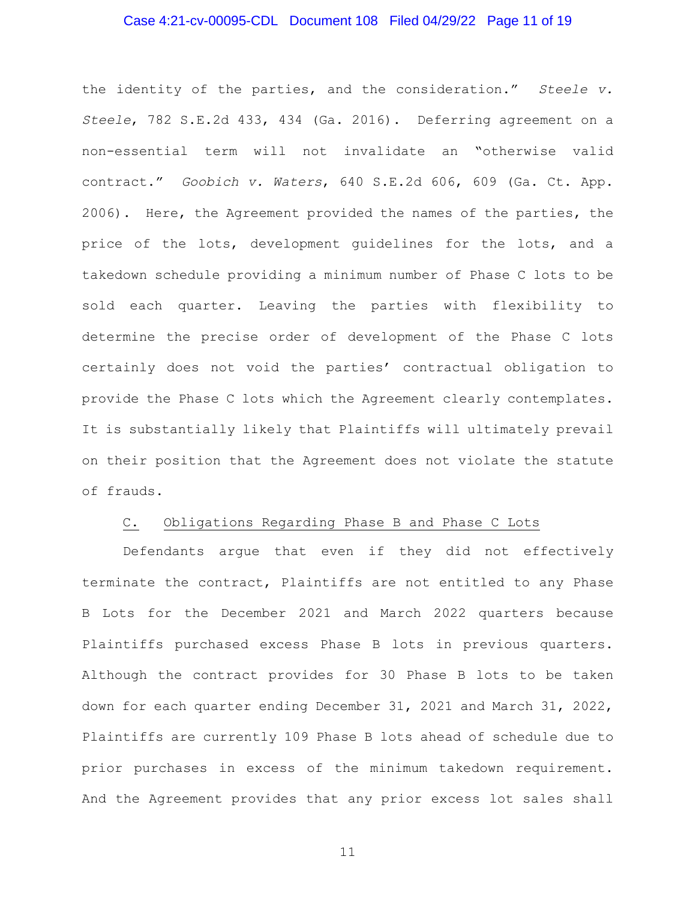the identity of the parties, and the consideration." *Steele v. Steele*, 782 S.E.2d 433, 434 (Ga. 2016). Deferring agreement on a non-essential term will not invalidate an "otherwise valid contract." *Goobich v. Waters*, 640 S.E.2d 606, 609 (Ga. Ct. App. 2006). Here, the Agreement provided the names of the parties, the price of the lots, development guidelines for the lots, and a takedown schedule providing a minimum number of Phase C lots to be sold each quarter. Leaving the parties with flexibility to determine the precise order of development of the Phase C lots certainly does not void the parties' contractual obligation to provide the Phase C lots which the Agreement clearly contemplates. It is substantially likely that Plaintiffs will ultimately prevail on their position that the Agreement does not violate the statute of frauds.

C. <u>Obligations Regarding Phase B and Phase C Lots</u>

Defendants argue that even if they did not effectively terminate the contract, Plaintiffs are not entitled to any Phase B Lots for the December 2021 and March 2022 quarters because Plaintiffs purchased excess Phase B lots in previous quarters. Although the contract provides for 30 Phase B lots to be taken down for each quarter ending December 31, 2021 and March 31, 2022, Plaintiffs are currently 109 Phase B lots ahead of schedule due to prior purchases in excess of the minimum takedown requirement. And the Agreement provides that any prior excess lot sales shall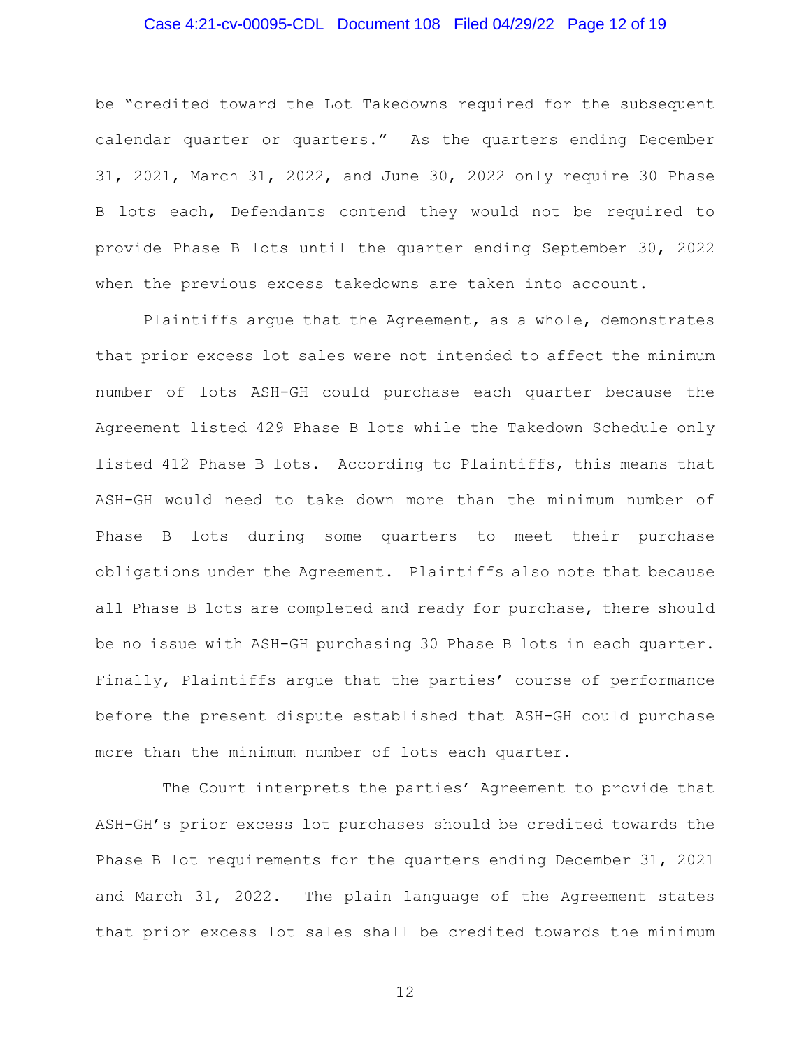be "credited toward the Lot Takedowns required for the subsequent calendar quarter or quarters." As the quarters ending December 31, 2021, March 31, 2022, and June 30, 2022 only require 30 Phase B lots each, Defendants contend they would not be required to provide Phase B lots until the quarter ending September 30, 2022 when the previous excess takedowns are taken into account.

Plaintiffs argue that the Agreement, as a whole, demonstrates that prior excess lot sales were not intended to affect the minimum number of lots ASH-GH could purchase each quarter because the Agreement listed 429 Phase B lots while the Takedown Schedule only listed 412 Phase B lots. According to Plaintiffs, this means that ASH-GH would need to take down more than the minimum number of Phase B lots during some quarters to meet their purchase obligations under the Agreement. Plaintiffs also note that because all Phase B lots are completed and ready for purchase, there should be no issue with ASH-GH purchasing 30 Phase B lots in each quarter. Finally, Plaintiffs argue that the parties' course of performance before the present dispute established that ASH-GH could purchase more than the minimum number of lots each quarter.

The Court interprets the parties' Agreement to provide that ASH-GH's prior excess lot purchases should be credited towards the Phase B lot requirements for the quarters ending December 31, 2021 and March 31, 2022. The plain language of the Agreement states that prior excess lot sales shall be credited towards the minimum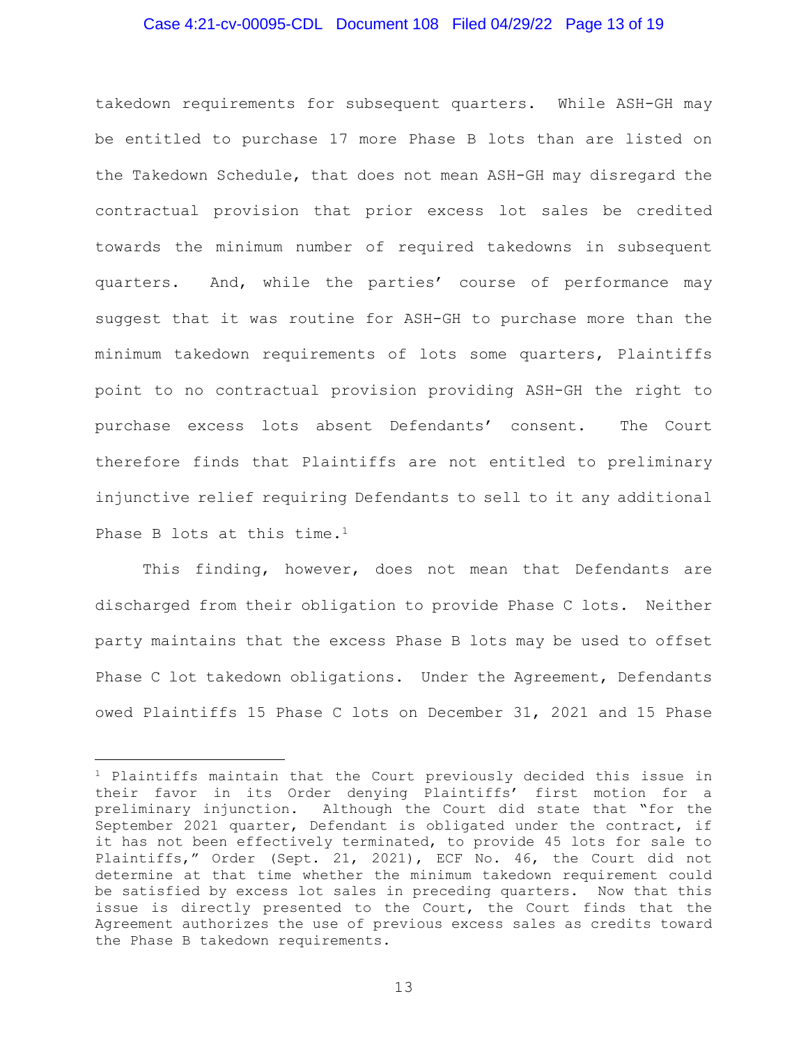takedown requirements for subsequent quarters. While ASH-GH may be entitled to purchase 17 more Phase B lots than are listed on the Takedown Schedule, that does not mean ASH-GH may disregard the contractual provision that prior excess lot sales be credited towards the minimum number of required takedowns in subsequent quarters. And, while the parties' course of performance may suggest that it was routine for ASH-GH to purchase more than the minimum takedown requirements of lots some quarters, Plaintiffs point to no contractual provision providing ASH-GH the right to purchase excess lots absent Defendants' consent. The Court therefore finds that Plaintiffs are not entitled to preliminary injunctive relief requiring Defendants to sell to it any additional Phase B lots at this time.[1]

This finding, however, does not mean that Defendants are discharged from their obligation to provide Phase C lots. Neither party maintains that the excess Phase B lots may be used to offset Phase C lot takedown obligations. Under the Agreement, Defendants owed Plaintiffs 15 Phase C lots on December 31, 2021 and 15 Phase

---

[1] Plaintiffs maintain that the Court previously decided this issue in their favor in its Order denying Plaintiffs' first motion for a preliminary injunction. Although the Court did state that "for the September 2021 quarter, Defendant is obligated under the contract, if it has not been effectively terminated, to provide 45 lots for sale to Plaintiffs," Order (Sept. 21, 2021), ECF No. 46, the Court did not determine at that time whether the minimum takedown requirement could be satisfied by excess lot sales in preceding quarters. Now that this issue is directly presented to the Court, the Court finds that the Agreement authorizes the use of previous excess sales as credits toward the Phase B takedown requirements.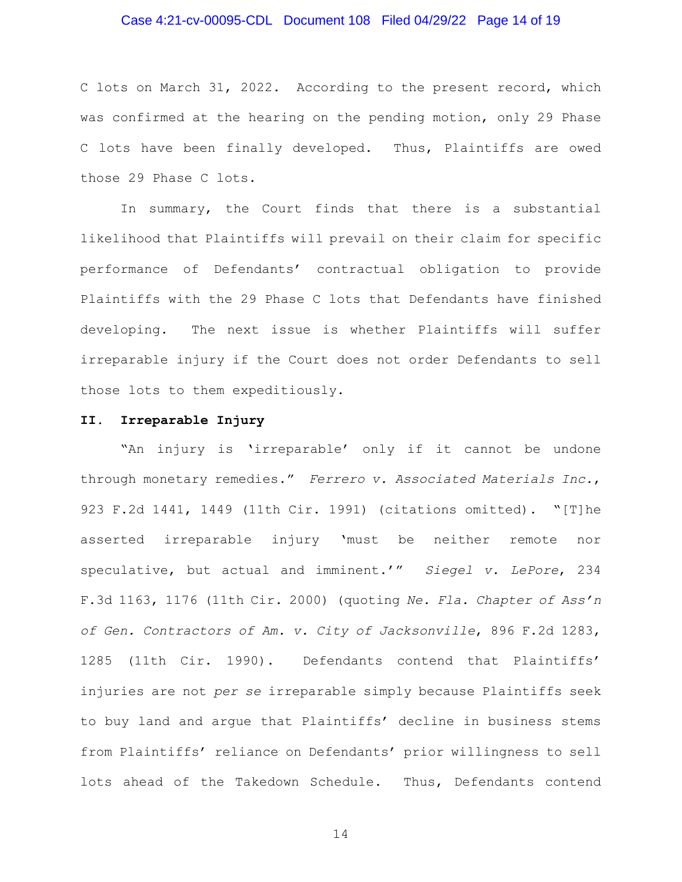C lots on March 31, 2022. According to the present record, which was confirmed at the hearing on the pending motion, only 29 Phase C lots have been finally developed. Thus, Plaintiffs are owed those 29 Phase C lots.

In summary, the Court finds that there is a substantial likelihood that Plaintiffs will prevail on their claim for specific performance of Defendants' contractual obligation to provide Plaintiffs with the 29 Phase C lots that Defendants have finished developing. The next issue is whether Plaintiffs will suffer irreparable injury if the Court does not order Defendants to sell those lots to them expeditiously.

## II. Irreparable Injury

"An injury is 'irreparable' only if it cannot be undone through monetary remedies." *Ferrero v. Associated Materials Inc.*, 923 F.2d 1441, 1449 (11th Cir. 1991) (citations omitted). "[T]he asserted irreparable injury 'must be neither remote nor speculative, but actual and imminent.'" *Siegel v. LePore*, 234 F.3d 1163, 1176 (11th Cir. 2000) (quoting *Ne. Fla. Chapter of Ass'n of Gen. Contractors of Am. v. City of Jacksonville*, 896 F.2d 1283, 1285 (11th Cir. 1990). Defendants contend that Plaintiffs' injuries are not *per se* irreparable simply because Plaintiffs seek to buy land and argue that Plaintiffs' decline in business stems from Plaintiffs' reliance on Defendants' prior willingness to sell lots ahead of the Takedown Schedule. Thus, Defendants contend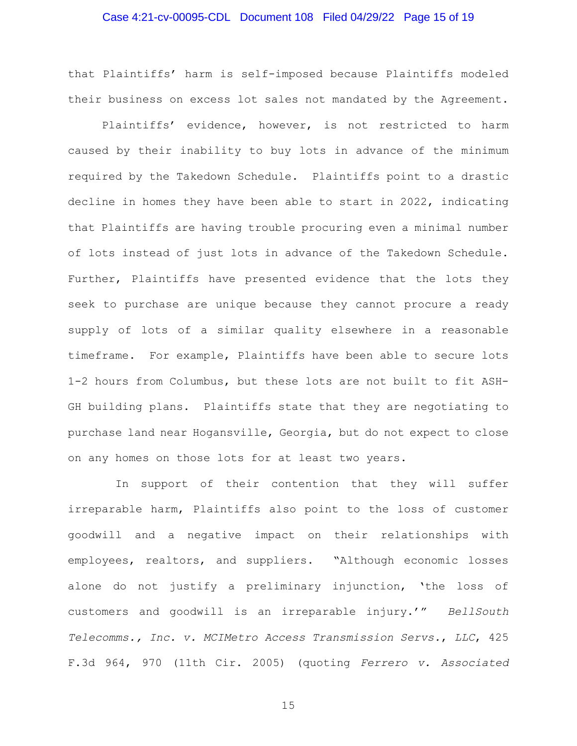that Plaintiffs' harm is self-imposed because Plaintiffs modeled their business on excess lot sales not mandated by the Agreement.

Plaintiffs' evidence, however, is not restricted to harm caused by their inability to buy lots in advance of the minimum required by the Takedown Schedule. Plaintiffs point to a drastic decline in homes they have been able to start in 2022, indicating that Plaintiffs are having trouble procuring even a minimal number of lots instead of just lots in advance of the Takedown Schedule. Further, Plaintiffs have presented evidence that the lots they seek to purchase are unique because they cannot procure a ready supply of lots of a similar quality elsewhere in a reasonable timeframe. For example, Plaintiffs have been able to secure lots 1-2 hours from Columbus, but these lots are not built to fit ASH-GH building plans. Plaintiffs state that they are negotiating to purchase land near Hogansville, Georgia, but do not expect to close on any homes on those lots for at least two years.

In support of their contention that they will suffer irreparable harm, Plaintiffs also point to the loss of customer goodwill and a negative impact on their relationships with employees, realtors, and suppliers. "Although economic losses alone do not justify a preliminary injunction, 'the loss of customers and goodwill is an irreparable injury.'" *BellSouth Telecomms., Inc. v. MCIMetro Access Transmission Servs., LLC*, 425 F.3d 964, 970 (11th Cir. 2005) (quoting *Ferrero v. Associated*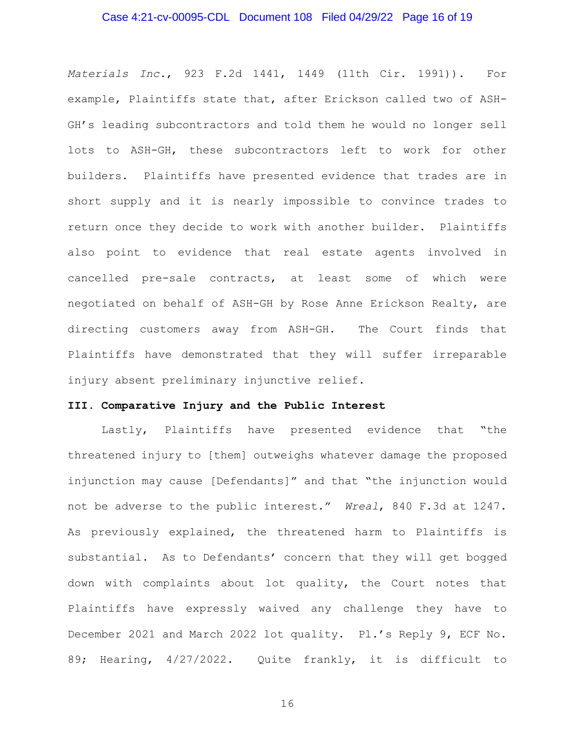*Materials Inc.*, 923 F.2d 1441, 1449 (11th Cir. 1991)). For example, Plaintiffs state that, after Erickson called two of ASH-GH's leading subcontractors and told them he would no longer sell lots to ASH-GH, these subcontractors left to work for other builders. Plaintiffs have presented evidence that trades are in short supply and it is nearly impossible to convince trades to return once they decide to work with another builder. Plaintiffs also point to evidence that real estate agents involved in cancelled pre-sale contracts, at least some of which were negotiated on behalf of ASH-GH by Rose Anne Erickson Realty, are directing customers away from ASH-GH. The Court finds that Plaintiffs have demonstrated that they will suffer irreparable injury absent preliminary injunctive relief.

**III. Comparative Injury and the Public Interest**

Lastly, Plaintiffs have presented evidence that "the threatened injury to [them] outweighs whatever damage the proposed injunction may cause [Defendants]" and that "the injunction would not be adverse to the public interest." *Wreal*, 840 F.3d at 1247. As previously explained, the threatened harm to Plaintiffs is substantial. As to Defendants' concern that they will get bogged down with complaints about lot quality, the Court notes that Plaintiffs have expressly waived any challenge they have to December 2021 and March 2022 lot quality. Pl.'s Reply 9, ECF No. 89; Hearing, 4/27/2022. Quite frankly, it is difficult to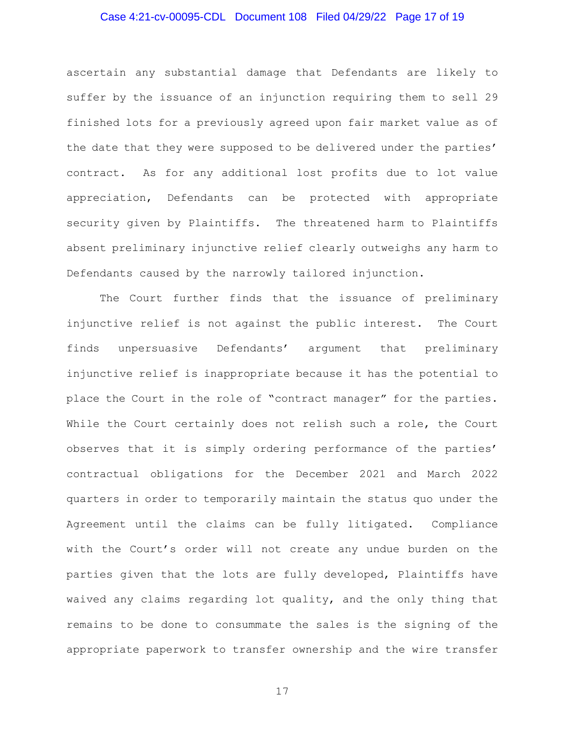ascertain any substantial damage that Defendants are likely to suffer by the issuance of an injunction requiring them to sell 29 finished lots for a previously agreed upon fair market value as of the date that they were supposed to be delivered under the parties' contract. As for any additional lost profits due to lot value appreciation, Defendants can be protected with appropriate security given by Plaintiffs. The threatened harm to Plaintiffs absent preliminary injunctive relief clearly outweighs any harm to Defendants caused by the narrowly tailored injunction.

The Court further finds that the issuance of preliminary injunctive relief is not against the public interest. The Court finds unpersuasive Defendants' argument that preliminary injunctive relief is inappropriate because it has the potential to place the Court in the role of "contract manager" for the parties. While the Court certainly does not relish such a role, the Court observes that it is simply ordering performance of the parties' contractual obligations for the December 2021 and March 2022 quarters in order to temporarily maintain the status quo under the Agreement until the claims can be fully litigated. Compliance with the Court's order will not create any undue burden on the parties given that the lots are fully developed, Plaintiffs have waived any claims regarding lot quality, and the only thing that remains to be done to consummate the sales is the signing of the appropriate paperwork to transfer ownership and the wire transfer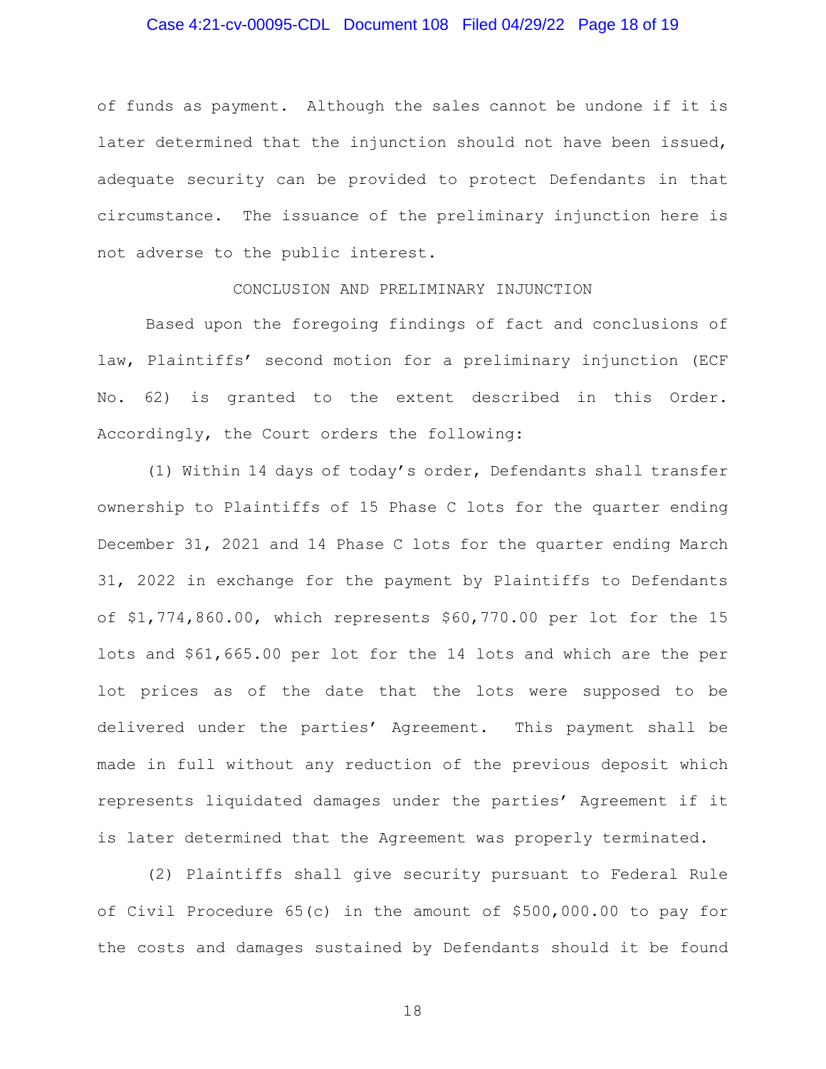of funds as payment. Although the sales cannot be undone if it is later determined that the injunction should not have been issued, adequate security can be provided to protect Defendants in that circumstance. The issuance of the preliminary injunction here is not adverse to the public interest.

## CONCLUSION AND PRELIMINARY INJUNCTION

Based upon the foregoing findings of fact and conclusions of law, Plaintiffs' second motion for a preliminary injunction (ECF No. 62) is granted to the extent described in this Order. Accordingly, the Court orders the following:

(1) Within 14 days of today's order, Defendants shall transfer ownership to Plaintiffs of 15 Phase C lots for the quarter ending December 31, 2021 and 14 Phase C lots for the quarter ending March 31, 2022 in exchange for the payment by Plaintiffs to Defendants of $1,774,860.00, which represents $60,770.00 per lot for the 15 lots and $61,665.00 per lot for the 14 lots and which are the per lot prices as of the date that the lots were supposed to be delivered under the parties' Agreement. This payment shall be made in full without any reduction of the previous deposit which represents liquidated damages under the parties' Agreement if it is later determined that the Agreement was properly terminated.

(2) Plaintiffs shall give security pursuant to Federal Rule of Civil Procedure 65(c) in the amount of $500,000.00 to pay for the costs and damages sustained by Defendants should it be found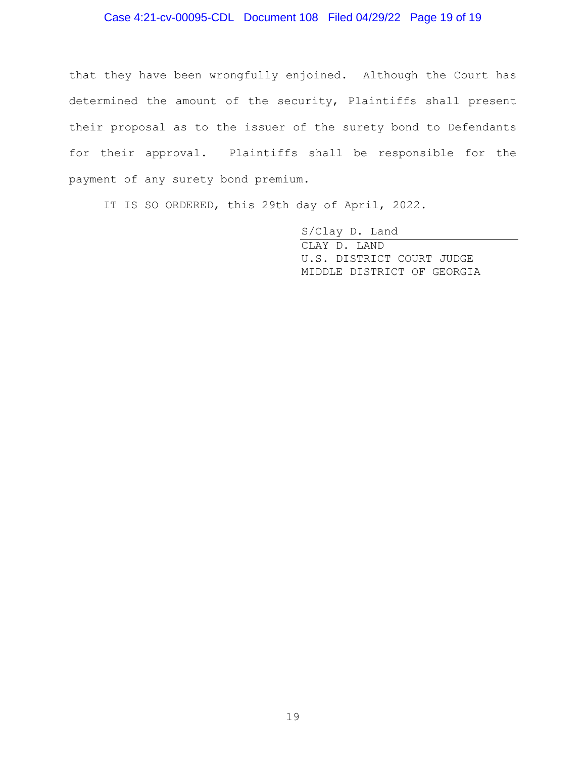that they have been wrongfully enjoined. Although the Court has determined the amount of the security, Plaintiffs shall present their proposal as to the issuer of the surety bond to Defendants for their approval. Plaintiffs shall be responsible for the payment of any surety bond premium.

IT IS SO ORDERED, this 29th day of April, 2022.

S/Clay D. Land
CLAY D. LAND
U.S. DISTRICT COURT JUDGE
MIDDLE DISTRICT OF GEORGIA